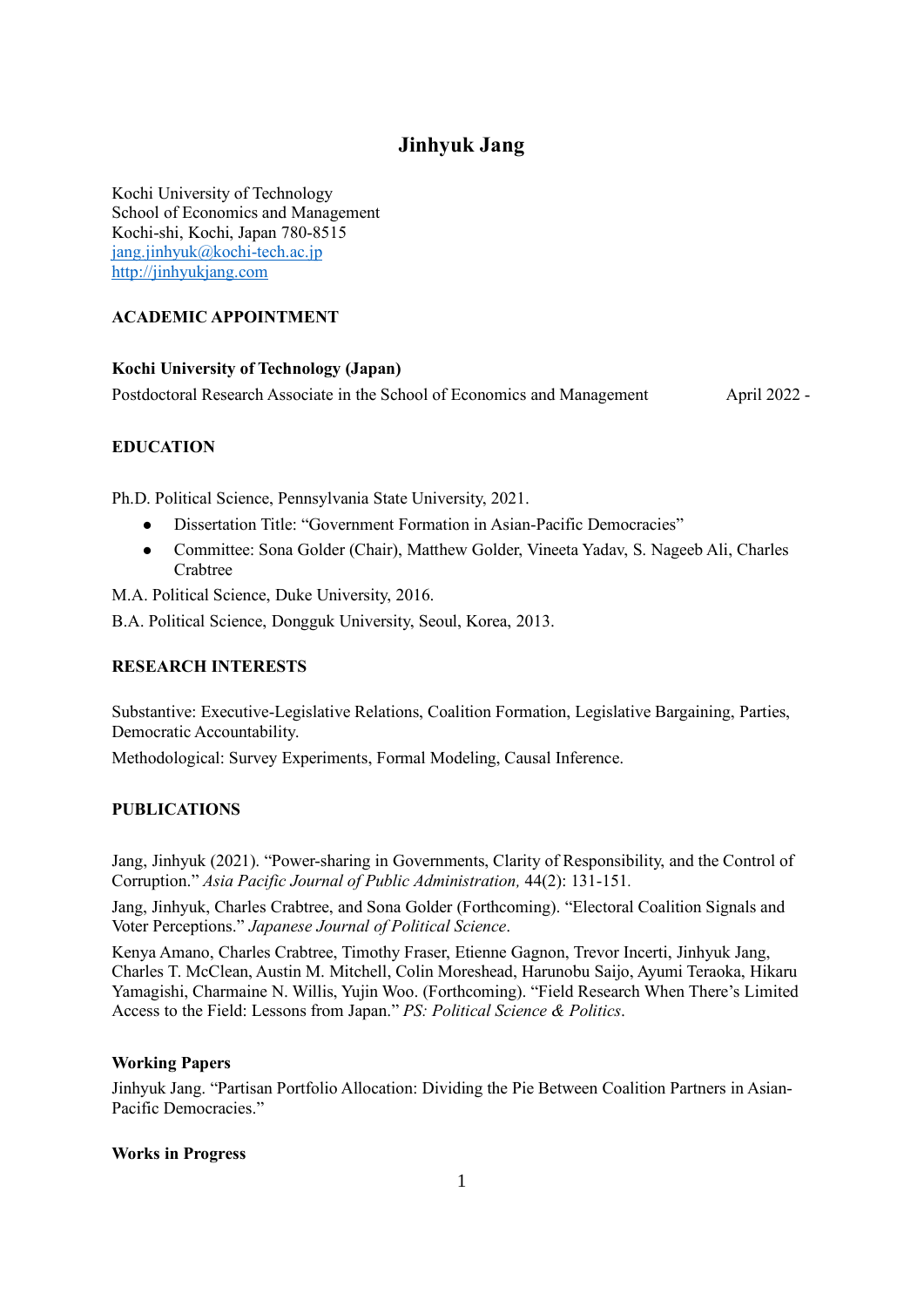# Jinhyuk Jang

Kochi University of Technology
School of Economics and Management
Kochi-shi, Kochi, Japan 780-8515
[jang.jinhyuk@kochi-tech.ac.jp](mailto:jang.jinhyuk@kochi-tech.ac.jp)
[http://jinhyukjang.com](http://jinhyukjang.com)

## ACADEMIC APPOINTMENT

**Kochi University of Technology (Japan)**

Postdoctoral Research Associate in the School of Economics and Management — April 2022 -

## EDUCATION

Ph.D. Political Science, Pennsylvania State University, 2021.

- Dissertation Title: "Government Formation in Asian-Pacific Democracies"
- Committee: Sona Golder (Chair), Matthew Golder, Vineeta Yadav, S. Nageeb Ali, Charles Crabtree

M.A. Political Science, Duke University, 2016.

B.A. Political Science, Dongguk University, Seoul, Korea, 2013.

## RESEARCH INTERESTS

Substantive: Executive-Legislative Relations, Coalition Formation, Legislative Bargaining, Parties, Democratic Accountability.

Methodological: Survey Experiments, Formal Modeling, Causal Inference.

## PUBLICATIONS

Jang, Jinhyuk (2021). "Power-sharing in Governments, Clarity of Responsibility, and the Control of Corruption." *Asia Pacific Journal of Public Administration,* 44(2): 131-151.

Jang, Jinhyuk, Charles Crabtree, and Sona Golder (Forthcoming). "Electoral Coalition Signals and Voter Perceptions." *Japanese Journal of Political Science*.

Kenya Amano, Charles Crabtree, Timothy Fraser, Etienne Gagnon, Trevor Incerti, Jinhyuk Jang, Charles T. McClean, Austin M. Mitchell, Colin Moreshead, Harunobu Saijo, Ayumi Teraoka, Hikaru Yamagishi, Charmaine N. Willis, Yujin Woo. (Forthcoming). "Field Research When There's Limited Access to the Field: Lessons from Japan." *PS: Political Science & Politics*.

### Working Papers

Jinhyuk Jang. "Partisan Portfolio Allocation: Dividing the Pie Between Coalition Partners in Asian-Pacific Democracies."

### Works in Progress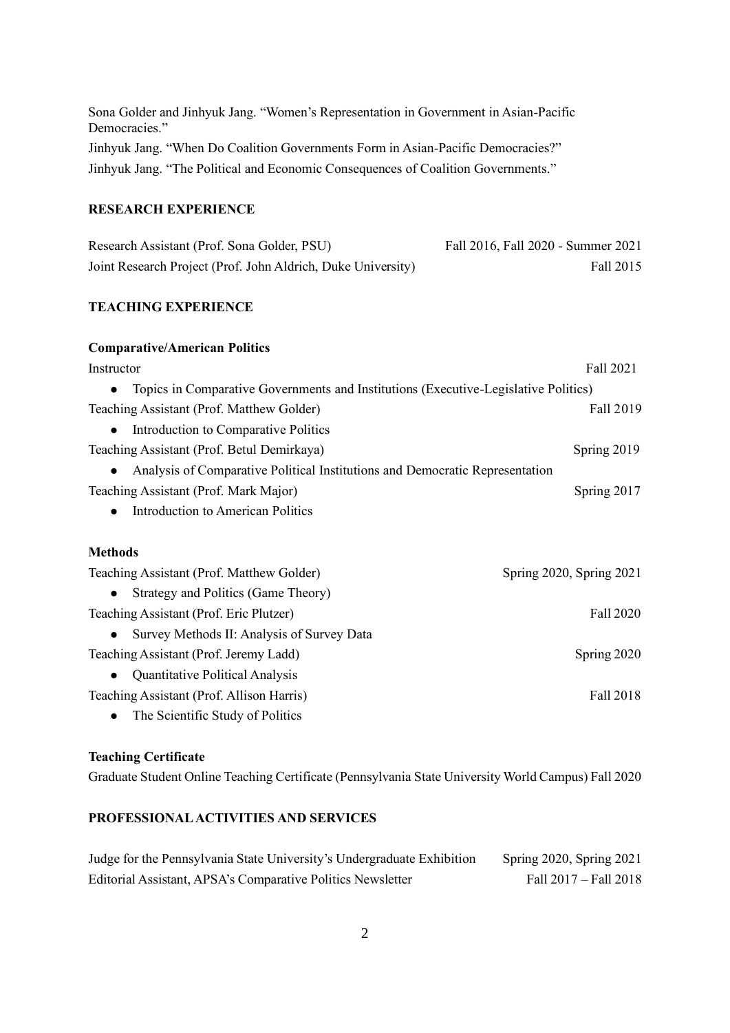Sona Golder and Jinhyuk Jang. "Women's Representation in Government in Asian-Pacific Democracies."

Jinhyuk Jang. "When Do Coalition Governments Form in Asian-Pacific Democracies?"

Jinhyuk Jang. "The Political and Economic Consequences of Coalition Governments."

## RESEARCH EXPERIENCE

Research Assistant (Prof. Sona Golder, PSU) — Fall 2016, Fall 2020 - Summer 2021

Joint Research Project (Prof. John Aldrich, Duke University) — Fall 2015

## TEACHING EXPERIENCE

### Comparative/American Politics

Instructor — Fall 2021

- Topics in Comparative Governments and Institutions (Executive-Legislative Politics)

Teaching Assistant (Prof. Matthew Golder) — Fall 2019

- Introduction to Comparative Politics

Teaching Assistant (Prof. Betul Demirkaya) — Spring 2019

- Analysis of Comparative Political Institutions and Democratic Representation

Teaching Assistant (Prof. Mark Major) — Spring 2017

- Introduction to American Politics

### Methods

Teaching Assistant (Prof. Matthew Golder) — Spring 2020, Spring 2021

- Strategy and Politics (Game Theory)

Teaching Assistant (Prof. Eric Plutzer) — Fall 2020

- Survey Methods II: Analysis of Survey Data

Teaching Assistant (Prof. Jeremy Ladd) — Spring 2020

- Quantitative Political Analysis

Teaching Assistant (Prof. Allison Harris) — Fall 2018

- The Scientific Study of Politics

### Teaching Certificate

Graduate Student Online Teaching Certificate (Pennsylvania State University World Campus) Fall 2020

## PROFESSIONAL ACTIVITIES AND SERVICES

Judge for the Pennsylvania State University's Undergraduate Exhibition — Spring 2020, Spring 2021

Editorial Assistant, APSA's Comparative Politics Newsletter — Fall 2017 – Fall 2018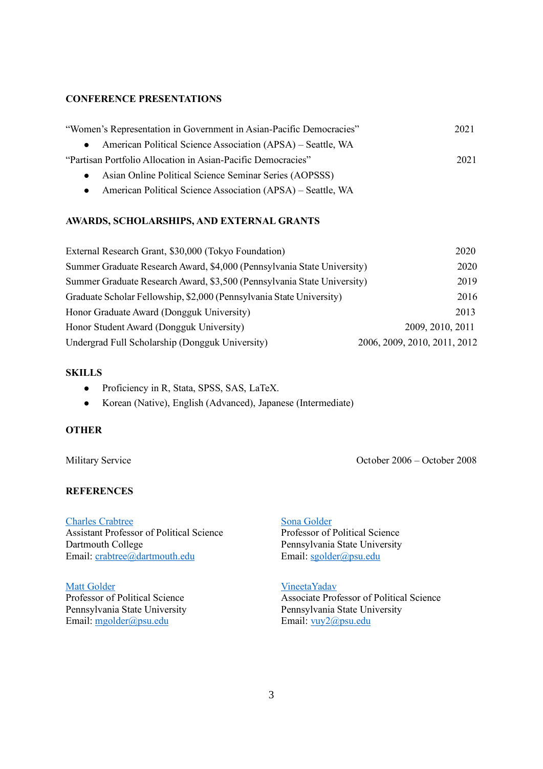## CONFERENCE PRESENTATIONS

"Women's Representation in Government in Asian-Pacific Democracies" 2021

- American Political Science Association (APSA) – Seattle, WA

"Partisan Portfolio Allocation in Asian-Pacific Democracies" 2021

- Asian Online Political Science Seminar Series (AOPSSS)
- American Political Science Association (APSA) – Seattle, WA

## AWARDS, SCHOLARSHIPS, AND EXTERNAL GRANTS

External Research Grant, $30,000 (Tokyo Foundation) 2020

Summer Graduate Research Award, $4,000 (Pennsylvania State University) 2020

Summer Graduate Research Award, $3,500 (Pennsylvania State University) 2019

Graduate Scholar Fellowship, $2,000 (Pennsylvania State University) 2016

Honor Graduate Award (Dongguk University) 2013

Honor Student Award (Dongguk University) 2009, 2010, 2011

Undergrad Full Scholarship (Dongguk University) 2006, 2009, 2010, 2011, 2012

## SKILLS

- Proficiency in R, Stata, SPSS, SAS, LaTeX.
- Korean (Native), English (Advanced), Japanese (Intermediate)

## OTHER

Military Service October 2006 – October 2008

## REFERENCES

Charles Crabtree
Assistant Professor of Political Science
Dartmouth College
Email: crabtree@dartmouth.edu

Sona Golder
Professor of Political Science
Pennsylvania State University
Email: sgolder@psu.edu

Matt Golder
Professor of Political Science
Pennsylvania State University
Email: mgolder@psu.edu

VineetaYadav
Associate Professor of Political Science
Pennsylvania State University
Email: vuy2@psu.edu